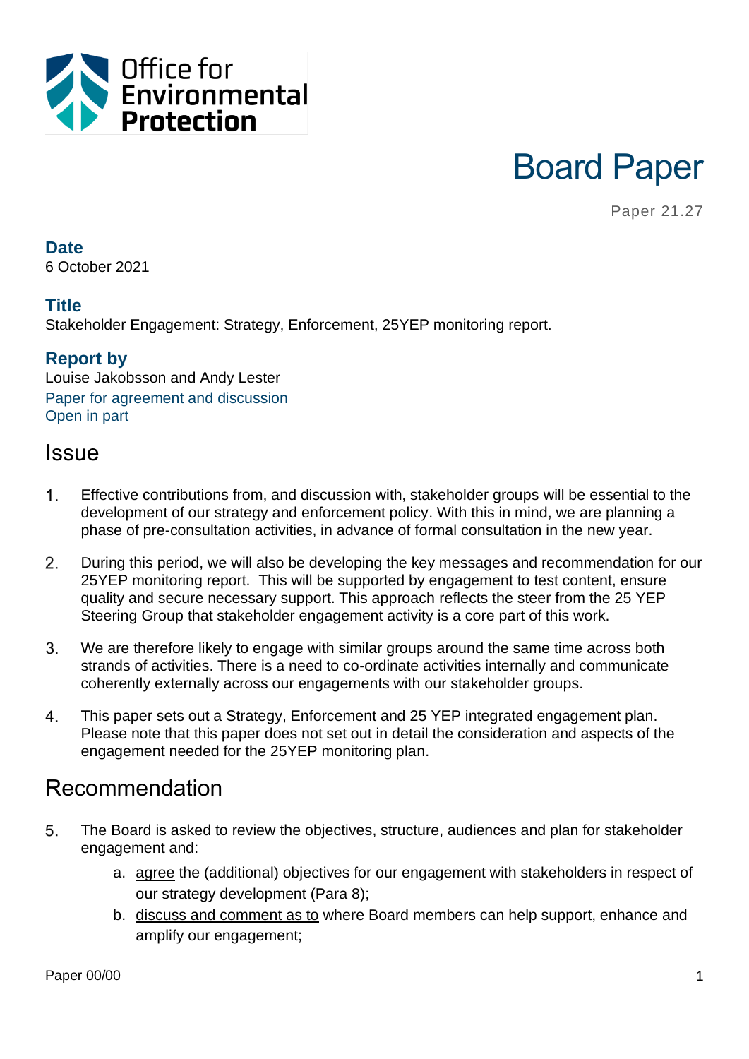Office for Environmental Protection

# Board Paper

Paper 21.27

**Date**
6 October 2021

**Title**
Stakeholder Engagement: Strategy, Enforcement, 25YEP monitoring report.

**Report by**
Louise Jakobsson and Andy Lester
Paper for agreement and discussion
Open in part

## Issue

1. Effective contributions from, and discussion with, stakeholder groups will be essential to the development of our strategy and enforcement policy. With this in mind, we are planning a phase of pre-consultation activities, in advance of formal consultation in the new year.

2. During this period, we will also be developing the key messages and recommendation for our 25YEP monitoring report. This will be supported by engagement to test content, ensure quality and secure necessary support. This approach reflects the steer from the 25 YEP Steering Group that stakeholder engagement activity is a core part of this work.

3. We are therefore likely to engage with similar groups around the same time across both strands of activities. There is a need to co-ordinate activities internally and communicate coherently externally across our engagements with our stakeholder groups.

4. This paper sets out a Strategy, Enforcement and 25 YEP integrated engagement plan. Please note that this paper does not set out in detail the consideration and aspects of the engagement needed for the 25YEP monitoring plan.

## Recommendation

5. The Board is asked to review the objectives, structure, audiences and plan for stakeholder engagement and:
   a. agree the (additional) objectives for our engagement with stakeholders in respect of our strategy development (Para 8);
   b. discuss and comment as to where Board members can help support, enhance and amplify our engagement;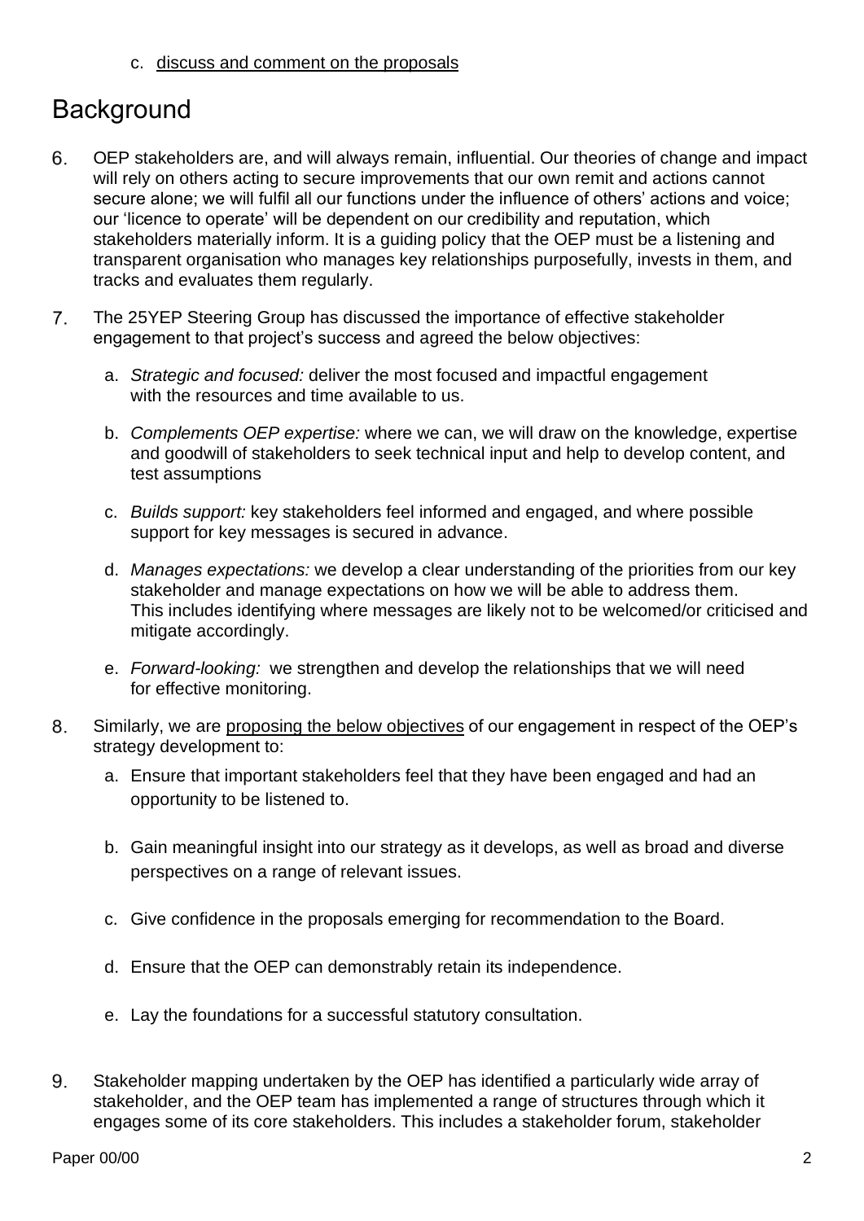c. <u>discuss and comment on the proposals</u>

## Background

6. OEP stakeholders are, and will always remain, influential. Our theories of change and impact will rely on others acting to secure improvements that our own remit and actions cannot secure alone; we will fulfil all our functions under the influence of others' actions and voice; our 'licence to operate' will be dependent on our credibility and reputation, which stakeholders materially inform. It is a guiding policy that the OEP must be a listening and transparent organisation who manages key relationships purposefully, invests in them, and tracks and evaluates them regularly.

7. The 25YEP Steering Group has discussed the importance of effective stakeholder engagement to that project's success and agreed the below objectives:

   a. *Strategic and focused:* deliver the most focused and impactful engagement with the resources and time available to us.

   b. *Complements OEP expertise:* where we can, we will draw on the knowledge, expertise and goodwill of stakeholders to seek technical input and help to develop content, and test assumptions

   c. *Builds support:* key stakeholders feel informed and engaged, and where possible support for key messages is secured in advance.

   d. *Manages expectations:* we develop a clear understanding of the priorities from our key stakeholder and manage expectations on how we will be able to address them. This includes identifying where messages are likely not to be welcomed/or criticised and mitigate accordingly.

   e. *Forward-looking:* we strengthen and develop the relationships that we will need for effective monitoring.

8. Similarly, we are <u>proposing the below objectives</u> of our engagement in respect of the OEP's strategy development to:

   a. Ensure that important stakeholders feel that they have been engaged and had an opportunity to be listened to.

   b. Gain meaningful insight into our strategy as it develops, as well as broad and diverse perspectives on a range of relevant issues.

   c. Give confidence in the proposals emerging for recommendation to the Board.

   d. Ensure that the OEP can demonstrably retain its independence.

   e. Lay the foundations for a successful statutory consultation.

9. Stakeholder mapping undertaken by the OEP has identified a particularly wide array of stakeholder, and the OEP team has implemented a range of structures through which it engages some of its core stakeholders. This includes a stakeholder forum, stakeholder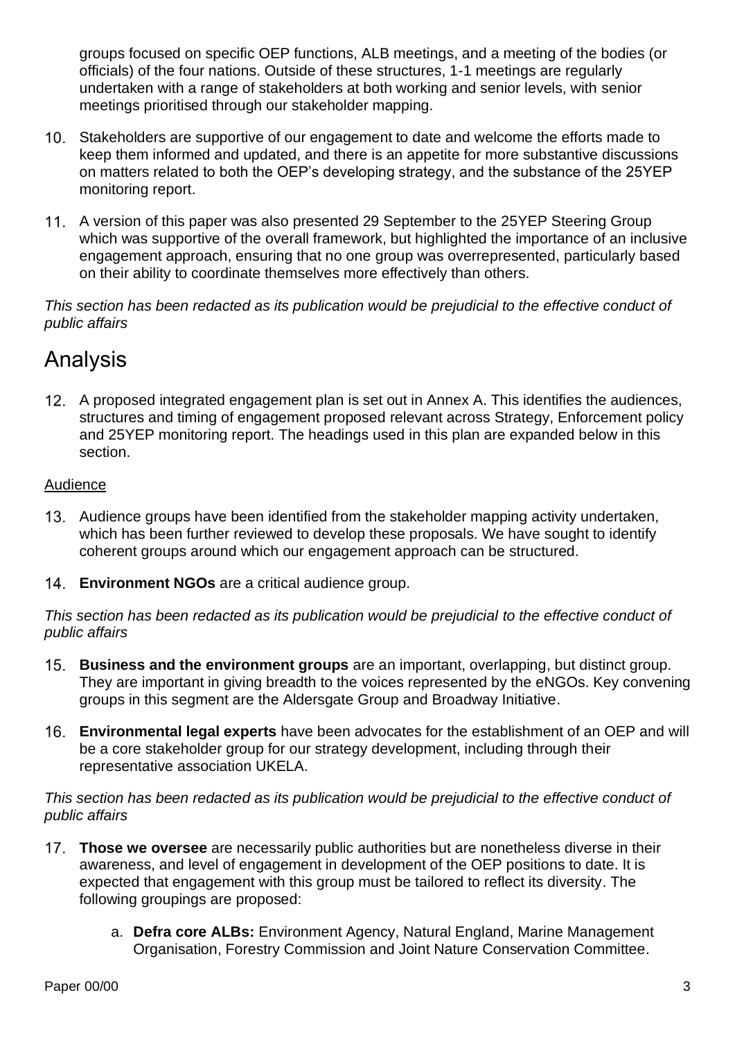groups focused on specific OEP functions, ALB meetings, and a meeting of the bodies (or officials) of the four nations. Outside of these structures, 1-1 meetings are regularly undertaken with a range of stakeholders at both working and senior levels, with senior meetings prioritised through our stakeholder mapping.

10. Stakeholders are supportive of our engagement to date and welcome the efforts made to keep them informed and updated, and there is an appetite for more substantive discussions on matters related to both the OEP's developing strategy, and the substance of the 25YEP monitoring report.

11. A version of this paper was also presented 29 September to the 25YEP Steering Group which was supportive of the overall framework, but highlighted the importance of an inclusive engagement approach, ensuring that no one group was overrepresented, particularly based on their ability to coordinate themselves more effectively than others.

*This section has been redacted as its publication would be prejudicial to the effective conduct of public affairs*

# Analysis

12. A proposed integrated engagement plan is set out in Annex A. This identifies the audiences, structures and timing of engagement proposed relevant across Strategy, Enforcement policy and 25YEP monitoring report. The headings used in this plan are expanded below in this section.

## Audience

13. Audience groups have been identified from the stakeholder mapping activity undertaken, which has been further reviewed to develop these proposals. We have sought to identify coherent groups around which our engagement approach can be structured.

14. **Environment NGOs** are a critical audience group.

*This section has been redacted as its publication would be prejudicial to the effective conduct of public affairs*

15. **Business and the environment groups** are an important, overlapping, but distinct group. They are important in giving breadth to the voices represented by the eNGOs. Key convening groups in this segment are the Aldersgate Group and Broadway Initiative.

16. **Environmental legal experts** have been advocates for the establishment of an OEP and will be a core stakeholder group for our strategy development, including through their representative association UKELA.

*This section has been redacted as its publication would be prejudicial to the effective conduct of public affairs*

17. **Those we oversee** are necessarily public authorities but are nonetheless diverse in their awareness, and level of engagement in development of the OEP positions to date. It is expected that engagement with this group must be tailored to reflect its diversity. The following groupings are proposed:

    a. **Defra core ALBs:** Environment Agency, Natural England, Marine Management Organisation, Forestry Commission and Joint Nature Conservation Committee.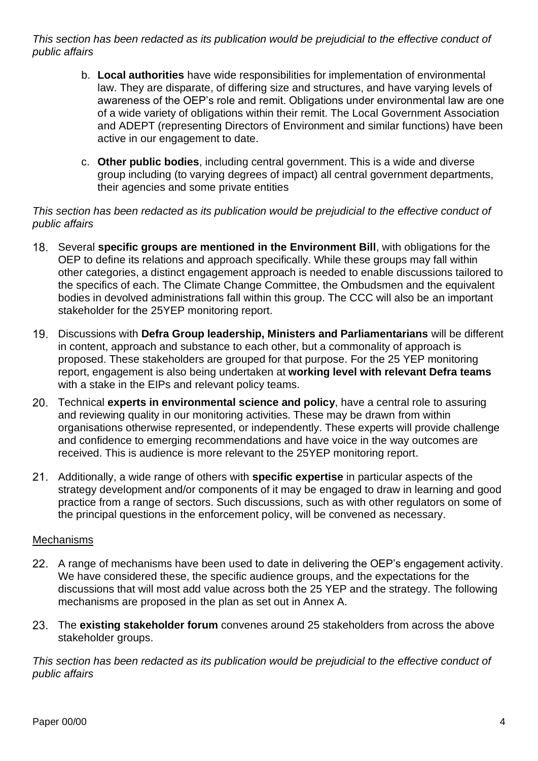*This section has been redacted as its publication would be prejudicial to the effective conduct of public affairs*

b. **Local authorities** have wide responsibilities for implementation of environmental law. They are disparate, of differing size and structures, and have varying levels of awareness of the OEP's role and remit. Obligations under environmental law are one of a wide variety of obligations within their remit. The Local Government Association and ADEPT (representing Directors of Environment and similar functions) have been active in our engagement to date.

c. **Other public bodies**, including central government. This is a wide and diverse group including (to varying degrees of impact) all central government departments, their agencies and some private entities

*This section has been redacted as its publication would be prejudicial to the effective conduct of public affairs*

18. Several **specific groups are mentioned in the Environment Bill**, with obligations for the OEP to define its relations and approach specifically. While these groups may fall within other categories, a distinct engagement approach is needed to enable discussions tailored to the specifics of each. The Climate Change Committee, the Ombudsmen and the equivalent bodies in devolved administrations fall within this group. The CCC will also be an important stakeholder for the 25YEP monitoring report.

19. Discussions with **Defra Group leadership, Ministers and Parliamentarians** will be different in content, approach and substance to each other, but a commonality of approach is proposed. These stakeholders are grouped for that purpose. For the 25 YEP monitoring report, engagement is also being undertaken at **working level with relevant Defra teams** with a stake in the EIPs and relevant policy teams.

20. Technical **experts in environmental science and policy**, have a central role to assuring and reviewing quality in our monitoring activities. These may be drawn from within organisations otherwise represented, or independently. These experts will provide challenge and confidence to emerging recommendations and have voice in the way outcomes are received. This is audience is more relevant to the 25YEP monitoring report.

21. Additionally, a wide range of others with **specific expertise** in particular aspects of the strategy development and/or components of it may be engaged to draw in learning and good practice from a range of sectors. Such discussions, such as with other regulators on some of the principal questions in the enforcement policy, will be convened as necessary.

<u>Mechanisms</u>

22. A range of mechanisms have been used to date in delivering the OEP's engagement activity. We have considered these, the specific audience groups, and the expectations for the discussions that will most add value across both the 25 YEP and the strategy. The following mechanisms are proposed in the plan as set out in Annex A.

23. The **existing stakeholder forum** convenes around 25 stakeholders from across the above stakeholder groups.

*This section has been redacted as its publication would be prejudicial to the effective conduct of public affairs*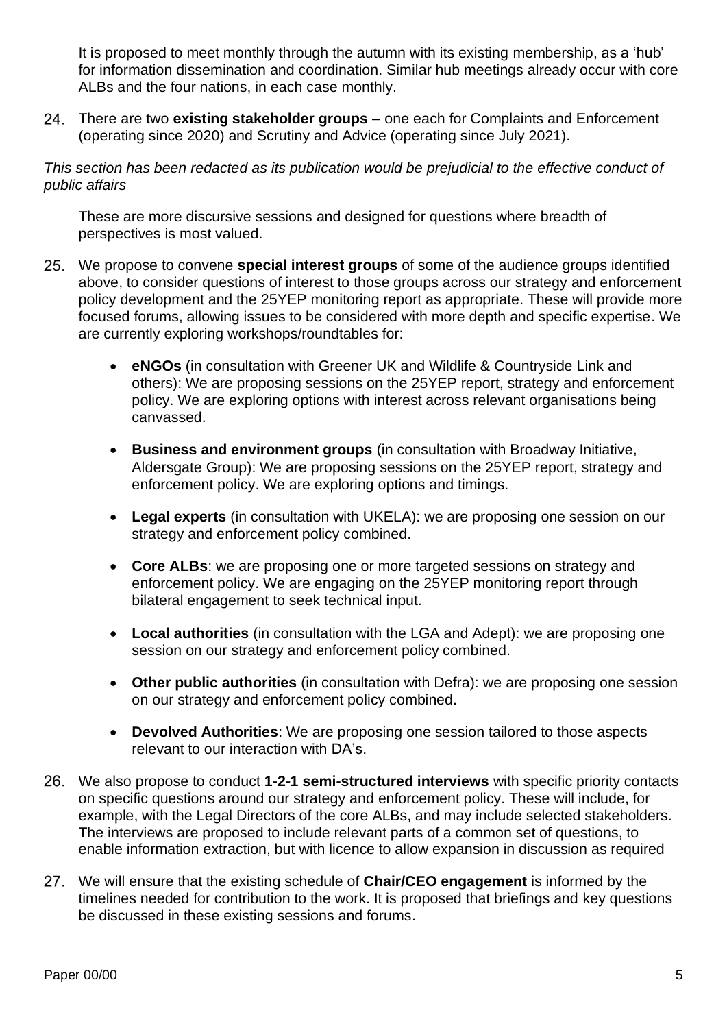It is proposed to meet monthly through the autumn with its existing membership, as a 'hub' for information dissemination and coordination. Similar hub meetings already occur with core ALBs and the four nations, in each case monthly.

24. There are two **existing stakeholder groups** – one each for Complaints and Enforcement (operating since 2020) and Scrutiny and Advice (operating since July 2021).

*This section has been redacted as its publication would be prejudicial to the effective conduct of public affairs*

These are more discursive sessions and designed for questions where breadth of perspectives is most valued.

25. We propose to convene **special interest groups** of some of the audience groups identified above, to consider questions of interest to those groups across our strategy and enforcement policy development and the 25YEP monitoring report as appropriate. These will provide more focused forums, allowing issues to be considered with more depth and specific expertise. We are currently exploring workshops/roundtables for:

    - **eNGOs** (in consultation with Greener UK and Wildlife & Countryside Link and others): We are proposing sessions on the 25YEP report, strategy and enforcement policy. We are exploring options with interest across relevant organisations being canvassed.
    - **Business and environment groups** (in consultation with Broadway Initiative, Aldersgate Group): We are proposing sessions on the 25YEP report, strategy and enforcement policy. We are exploring options and timings.
    - **Legal experts** (in consultation with UKELA): we are proposing one session on our strategy and enforcement policy combined.
    - **Core ALBs**: we are proposing one or more targeted sessions on strategy and enforcement policy. We are engaging on the 25YEP monitoring report through bilateral engagement to seek technical input.
    - **Local authorities** (in consultation with the LGA and Adept): we are proposing one session on our strategy and enforcement policy combined.
    - **Other public authorities** (in consultation with Defra): we are proposing one session on our strategy and enforcement policy combined.
    - **Devolved Authorities**: We are proposing one session tailored to those aspects relevant to our interaction with DA's.

26. We also propose to conduct **1-2-1 semi-structured interviews** with specific priority contacts on specific questions around our strategy and enforcement policy. These will include, for example, with the Legal Directors of the core ALBs, and may include selected stakeholders. The interviews are proposed to include relevant parts of a common set of questions, to enable information extraction, but with licence to allow expansion in discussion as required

27. We will ensure that the existing schedule of **Chair/CEO engagement** is informed by the timelines needed for contribution to the work. It is proposed that briefings and key questions be discussed in these existing sessions and forums.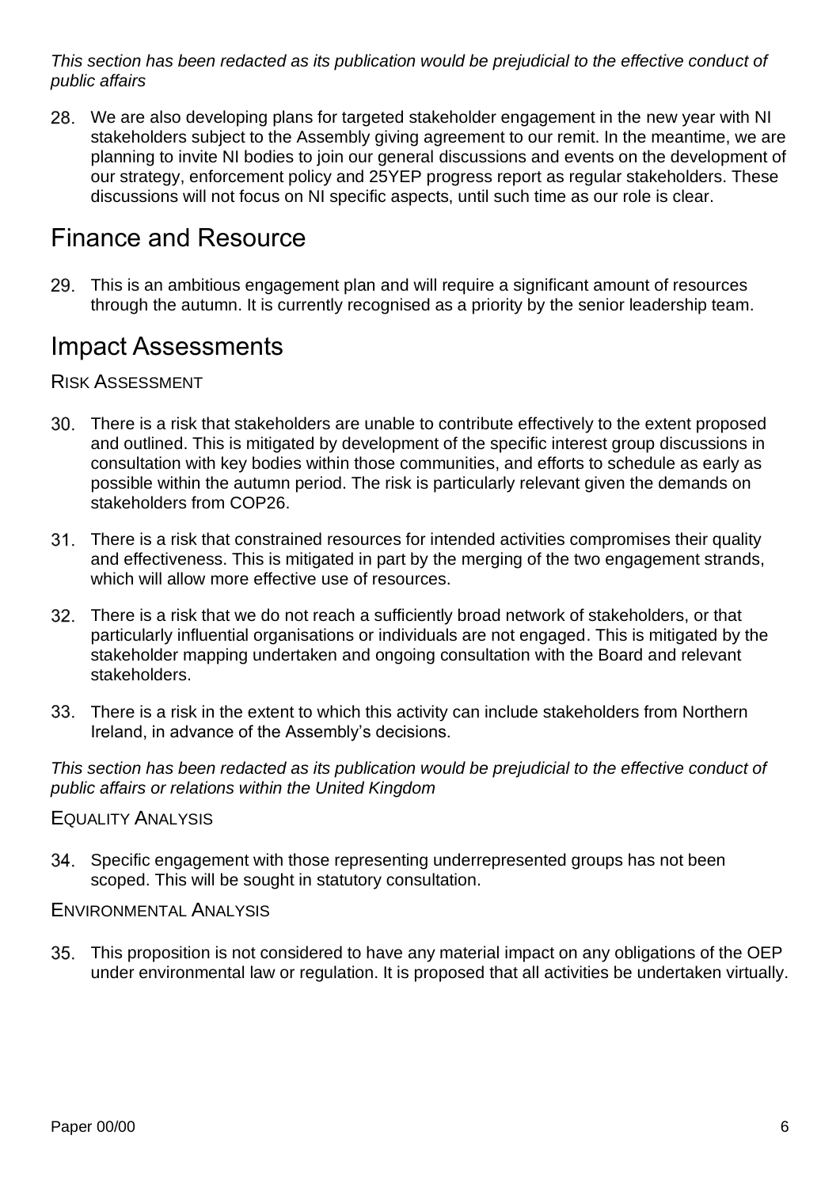*This section has been redacted as its publication would be prejudicial to the effective conduct of public affairs*

28. We are also developing plans for targeted stakeholder engagement in the new year with NI stakeholders subject to the Assembly giving agreement to our remit. In the meantime, we are planning to invite NI bodies to join our general discussions and events on the development of our strategy, enforcement policy and 25YEP progress report as regular stakeholders. These discussions will not focus on NI specific aspects, until such time as our role is clear.

## Finance and Resource

29. This is an ambitious engagement plan and will require a significant amount of resources through the autumn. It is currently recognised as a priority by the senior leadership team.

## Impact Assessments

### Risk Assessment

30. There is a risk that stakeholders are unable to contribute effectively to the extent proposed and outlined. This is mitigated by development of the specific interest group discussions in consultation with key bodies within those communities, and efforts to schedule as early as possible within the autumn period. The risk is particularly relevant given the demands on stakeholders from COP26.

31. There is a risk that constrained resources for intended activities compromises their quality and effectiveness. This is mitigated in part by the merging of the two engagement strands, which will allow more effective use of resources.

32. There is a risk that we do not reach a sufficiently broad network of stakeholders, or that particularly influential organisations or individuals are not engaged. This is mitigated by the stakeholder mapping undertaken and ongoing consultation with the Board and relevant stakeholders.

33. There is a risk in the extent to which this activity can include stakeholders from Northern Ireland, in advance of the Assembly's decisions.

*This section has been redacted as its publication would be prejudicial to the effective conduct of public affairs or relations within the United Kingdom*

### Equality Analysis

34. Specific engagement with those representing underrepresented groups has not been scoped. This will be sought in statutory consultation.

### Environmental Analysis

35. This proposition is not considered to have any material impact on any obligations of the OEP under environmental law or regulation. It is proposed that all activities be undertaken virtually.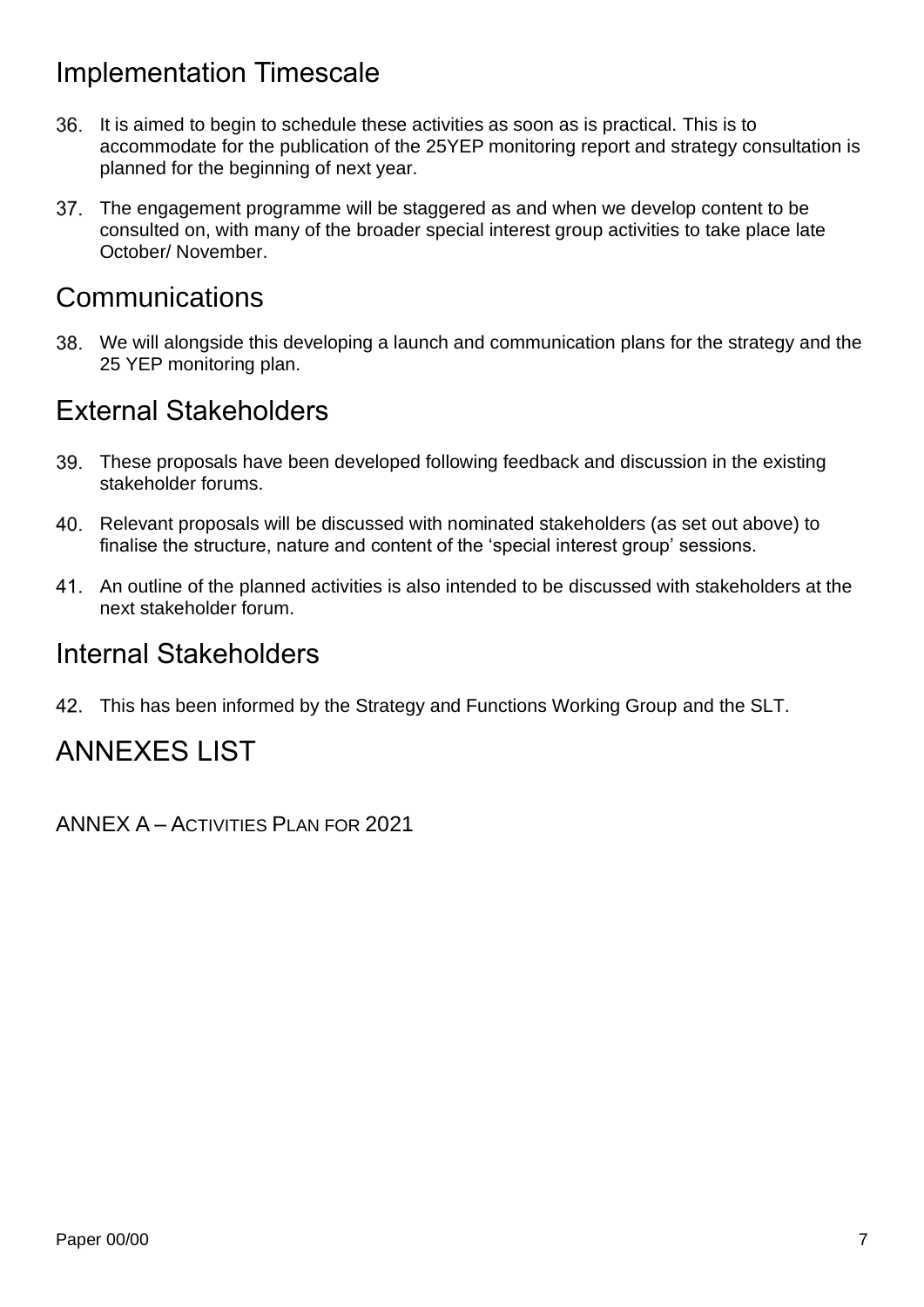## Implementation Timescale

36. It is aimed to begin to schedule these activities as soon as is practical. This is to accommodate for the publication of the 25YEP monitoring report and strategy consultation is planned for the beginning of next year.

37. The engagement programme will be staggered as and when we develop content to be consulted on, with many of the broader special interest group activities to take place late October/ November.

## Communications

38. We will alongside this developing a launch and communication plans for the strategy and the 25 YEP monitoring plan.

## External Stakeholders

39. These proposals have been developed following feedback and discussion in the existing stakeholder forums.

40. Relevant proposals will be discussed with nominated stakeholders (as set out above) to finalise the structure, nature and content of the 'special interest group' sessions.

41. An outline of the planned activities is also intended to be discussed with stakeholders at the next stakeholder forum.

## Internal Stakeholders

42. This has been informed by the Strategy and Functions Working Group and the SLT.

## ANNEXES LIST

ANNEX A – ACTIVITIES PLAN FOR 2021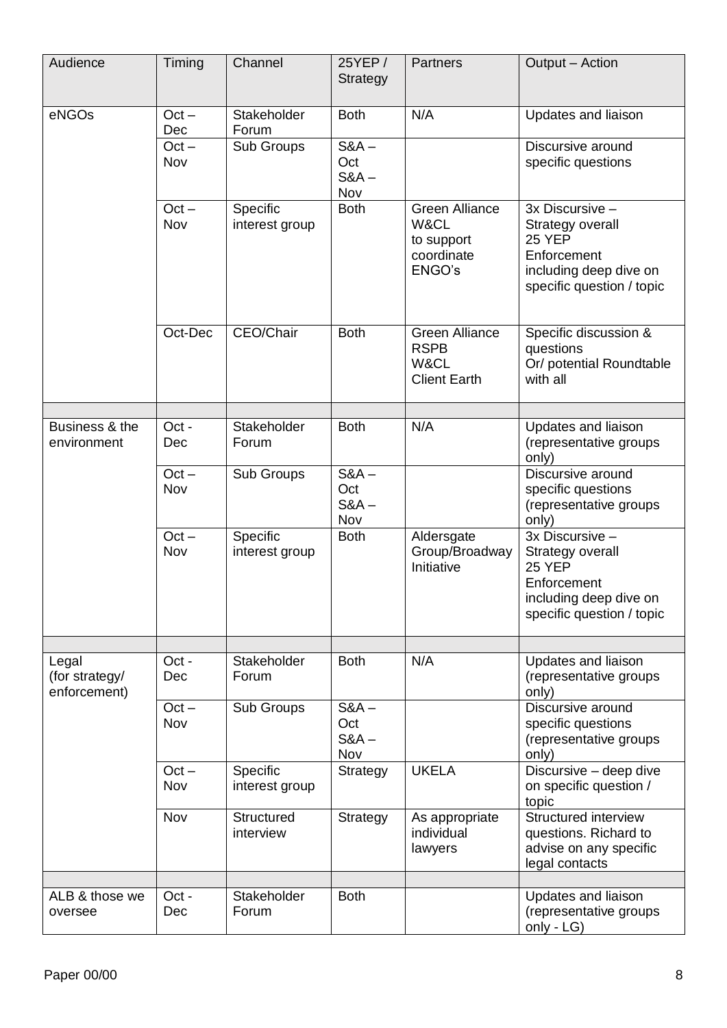| Audience | Timing | Channel | 25YEP / Strategy | Partners | Output – Action |
|---|---|---|---|---|---|
| eNGOs | Oct – Dec | Stakeholder Forum | Both | N/A | Updates and liaison |
| | Oct – Nov | Sub Groups | S&A – Oct S&A – Nov | | Discursive around specific questions |
| | Oct – Nov | Specific interest group | Both | Green Alliance W&CL to support coordinate ENGO's | 3x Discursive – Strategy overall 25 YEP Enforcement including deep dive on specific question / topic |
| | Oct-Dec | CEO/Chair | Both | Green Alliance RSPB W&CL Client Earth | Specific discussion & questions Or/ potential Roundtable with all |
| | | | | | |
| Business & the environment | Oct - Dec | Stakeholder Forum | Both | N/A | Updates and liaison (representative groups only) |
| | Oct – Nov | Sub Groups | S&A – Oct S&A – Nov | | Discursive around specific questions (representative groups only) |
| | Oct – Nov | Specific interest group | Both | Aldersgate Group/Broadway Initiative | 3x Discursive – Strategy overall 25 YEP Enforcement including deep dive on specific question / topic |
| | | | | | |
| Legal (for strategy/ enforcement) | Oct - Dec | Stakeholder Forum | Both | N/A | Updates and liaison (representative groups only) |
| | Oct – Nov | Sub Groups | S&A – Oct S&A – Nov | | Discursive around specific questions (representative groups only) |
| | Oct – Nov | Specific interest group | Strategy | UKELA | Discursive – deep dive on specific question / topic |
| | Nov | Structured interview | Strategy | As appropriate individual lawyers | Structured interview questions. Richard to advise on any specific legal contacts |
| | | | | | |
| ALB & those we oversee | Oct - Dec | Stakeholder Forum | Both | | Updates and liaison (representative groups only - LG) |

Paper 00/00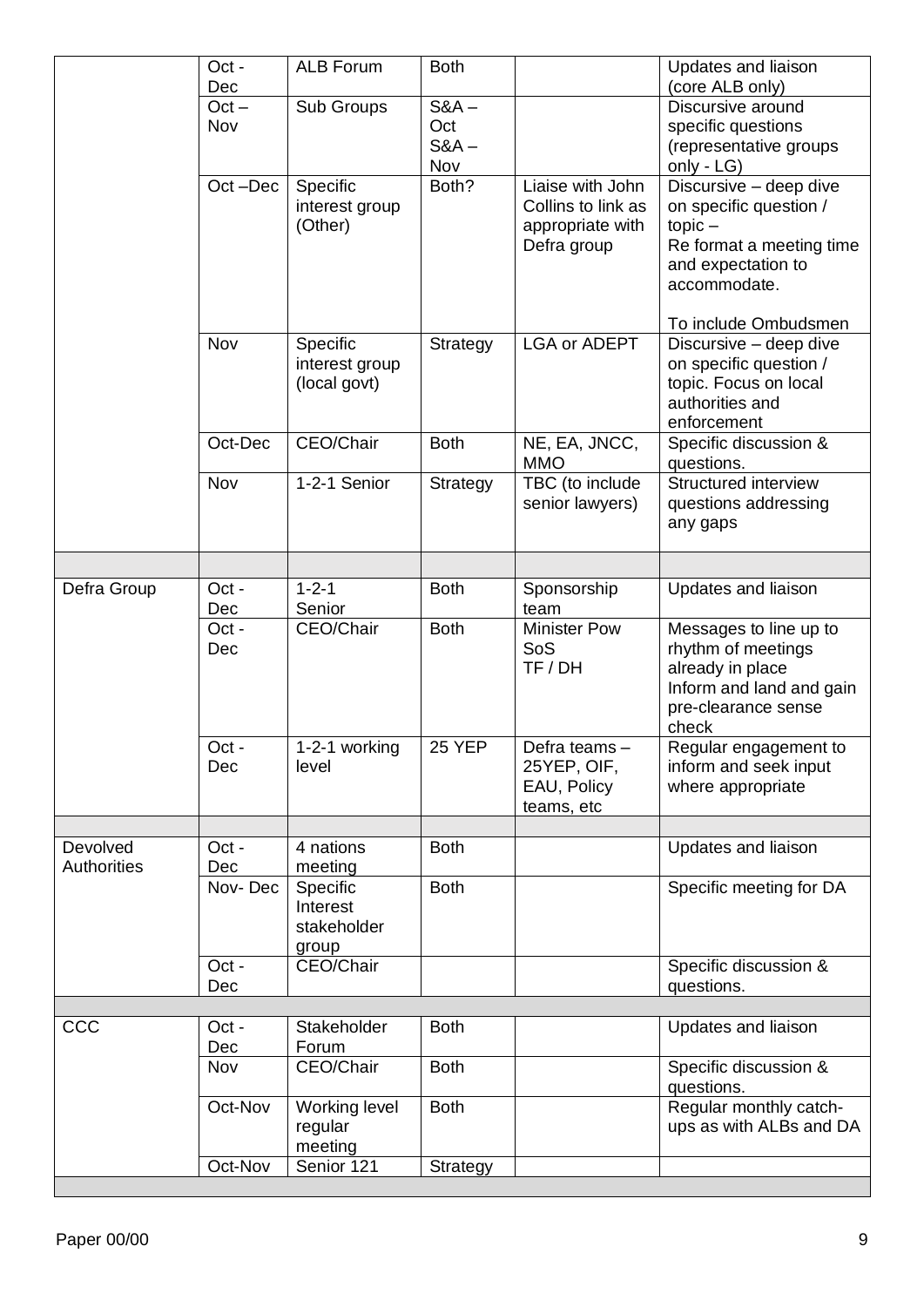| | | | | | |
|---|---|---|---|---|---|
| | Oct - Dec | ALB Forum | Both | | Updates and liaison (core ALB only) |
| | Oct – Nov | Sub Groups | S&A – Oct S&A – Nov | | Discursive around specific questions (representative groups only - LG) |
| | Oct –Dec | Specific interest group (Other) | Both? | Liaise with John Collins to link as appropriate with Defra group | Discursive – deep dive on specific question / topic – Re format a meeting time and expectation to accommodate. To include Ombudsmen |
| | Nov | Specific interest group (local govt) | Strategy | LGA or ADEPT | Discursive – deep dive on specific question / topic. Focus on local authorities and enforcement |
| | Oct-Dec | CEO/Chair | Both | NE, EA, JNCC, MMO | Specific discussion & questions. |
| | Nov | 1-2-1 Senior | Strategy | TBC (to include senior lawyers) | Structured interview questions addressing any gaps |
| | | | | | |
| Defra Group | Oct - Dec | 1-2-1 Senior | Both | Sponsorship team | Updates and liaison |
| | Oct - Dec | CEO/Chair | Both | Minister Pow SoS TF / DH | Messages to line up to rhythm of meetings already in place Inform and land and gain pre-clearance sense check |
| | Oct - Dec | 1-2-1 working level | 25 YEP | Defra teams – 25YEP, OIF, EAU, Policy teams, etc | Regular engagement to inform and seek input where appropriate |
| | | | | | |
| Devolved Authorities | Oct - Dec | 4 nations meeting | Both | | Updates and liaison |
| | Nov- Dec | Specific Interest stakeholder group | Both | | Specific meeting for DA |
| | Oct - Dec | CEO/Chair | | | Specific discussion & questions. |
| | | | | | |
| CCC | Oct - Dec | Stakeholder Forum | Both | | Updates and liaison |
| | Nov | CEO/Chair | Both | | Specific discussion & questions. |
| | Oct-Nov | Working level regular meeting | Both | | Regular monthly catch-ups as with ALBs and DA |
| | Oct-Nov | Senior 121 | Strategy | | |
| | | | | | |

Paper 00/00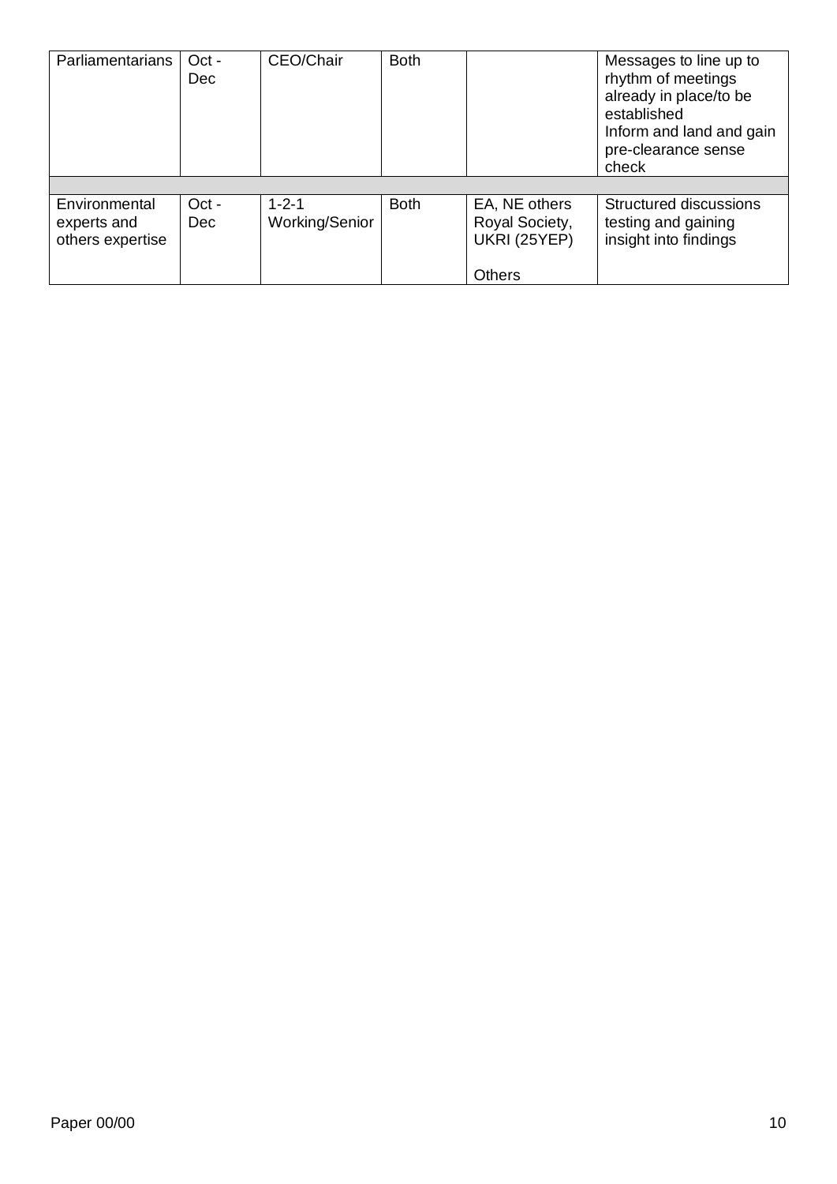| | | | | | |
|---|---|---|---|---|---|
| Parliamentarians | Oct - Dec | CEO/Chair | Both | | Messages to line up to rhythm of meetings already in place/to be established<br>Inform and land and gain pre-clearance sense check |
| | | | | | |
| Environmental experts and others expertise | Oct - Dec | 1-2-1 Working/Senior | Both | EA, NE others Royal Society, UKRI (25YEP)<br><br>Others | Structured discussions testing and gaining insight into findings |

Paper 00/00